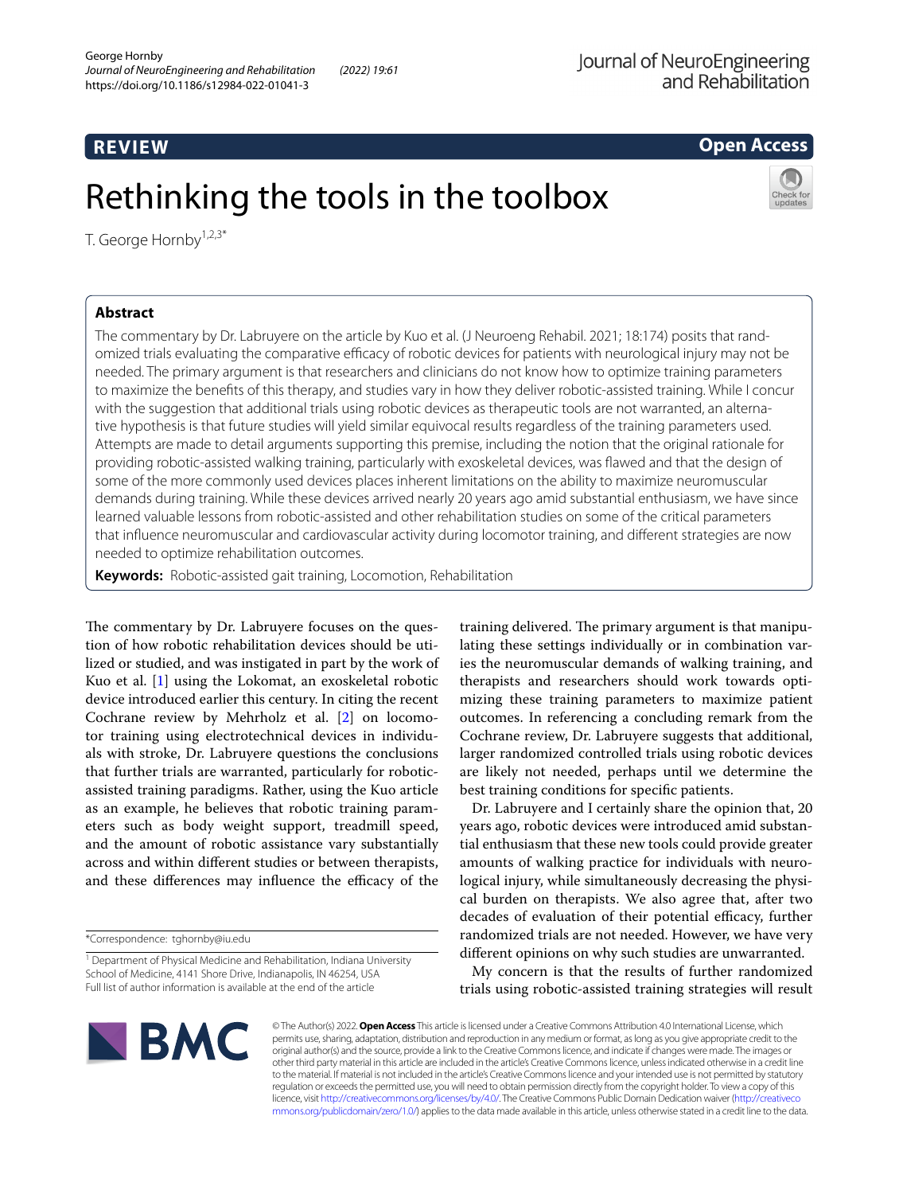**REVIEW**

**Open Access**

# Rethinking the tools in the toolbox

T. George Hornby[1,2,3*]

## Abstract

The commentary by Dr. Labruyere on the article by Kuo et al. (J Neuroeng Rehabil. 2021; 18:174) posits that randomized trials evaluating the comparative efficacy of robotic devices for patients with neurological injury may not be needed. The primary argument is that researchers and clinicians do not know how to optimize training parameters to maximize the benefits of this therapy, and studies vary in how they deliver robotic-assisted training. While I concur with the suggestion that additional trials using robotic devices as therapeutic tools are not warranted, an alternative hypothesis is that future studies will yield similar equivocal results regardless of the training parameters used. Attempts are made to detail arguments supporting this premise, including the notion that the original rationale for providing robotic-assisted walking training, particularly with exoskeletal devices, was flawed and that the design of some of the more commonly used devices places inherent limitations on the ability to maximize neuromuscular demands during training. While these devices arrived nearly 20 years ago amid substantial enthusiasm, we have since learned valuable lessons from robotic-assisted and other rehabilitation studies on some of the critical parameters that influence neuromuscular and cardiovascular activity during locomotor training, and different strategies are now needed to optimize rehabilitation outcomes.

**Keywords:** Robotic-assisted gait training, Locomotion, Rehabilitation

The commentary by Dr. Labruyere focuses on the question of how robotic rehabilitation devices should be utilized or studied, and was instigated in part by the work of Kuo et al. [1] using the Lokomat, an exoskeletal robotic device introduced earlier this century. In citing the recent Cochrane review by Mehrholz et al. [2] on locomotor training using electrotechnical devices in individuals with stroke, Dr. Labruyere questions the conclusions that further trials are warranted, particularly for robotic-assisted training paradigms. Rather, using the Kuo article as an example, he believes that robotic training parameters such as body weight support, treadmill speed, and the amount of robotic assistance vary substantially across and within different studies or between therapists, and these differences may influence the efficacy of the training delivered. The primary argument is that manipulating these settings individually or in combination varies the neuromuscular demands of walking training, and therapists and researchers should work towards optimizing these training parameters to maximize patient outcomes. In referencing a concluding remark from the Cochrane review, Dr. Labruyere suggests that additional, larger randomized controlled trials using robotic devices are likely not needed, perhaps until we determine the best training conditions for specific patients.

Dr. Labruyere and I certainly share the opinion that, 20 years ago, robotic devices were introduced amid substantial enthusiasm that these new tools could provide greater amounts of walking practice for individuals with neurological injury, while simultaneously decreasing the physical burden on therapists. We also agree that, after two decades of evaluation of their potential efficacy, further randomized trials are not needed. However, we have very different opinions on why such studies are unwarranted.

My concern is that the results of further randomized trials using robotic-assisted training strategies will result

*Correspondence: tghornby@iu.edu

[1] Department of Physical Medicine and Rehabilitation, Indiana University School of Medicine, 4141 Shore Drive, Indianapolis, IN 46254, USA

Full list of author information is available at the end of the article

© The Author(s) 2022. **Open Access** This article is licensed under a Creative Commons Attribution 4.0 International License, which permits use, sharing, adaptation, distribution and reproduction in any medium or format, as long as you give appropriate credit to the original author(s) and the source, provide a link to the Creative Commons licence, and indicate if changes were made. The images or other third party material in this article are included in the article's Creative Commons licence, unless indicated otherwise in a credit line to the material. If material is not included in the article's Creative Commons licence and your intended use is not permitted by statutory regulation or exceeds the permitted use, you will need to obtain permission directly from the copyright holder. To view a copy of this licence, visit http://creativecommons.org/licenses/by/4.0/. The Creative Commons Public Domain Dedication waiver (http://creativecommons.org/publicdomain/zero/1.0/) applies to the data made available in this article, unless otherwise stated in a credit line to the data.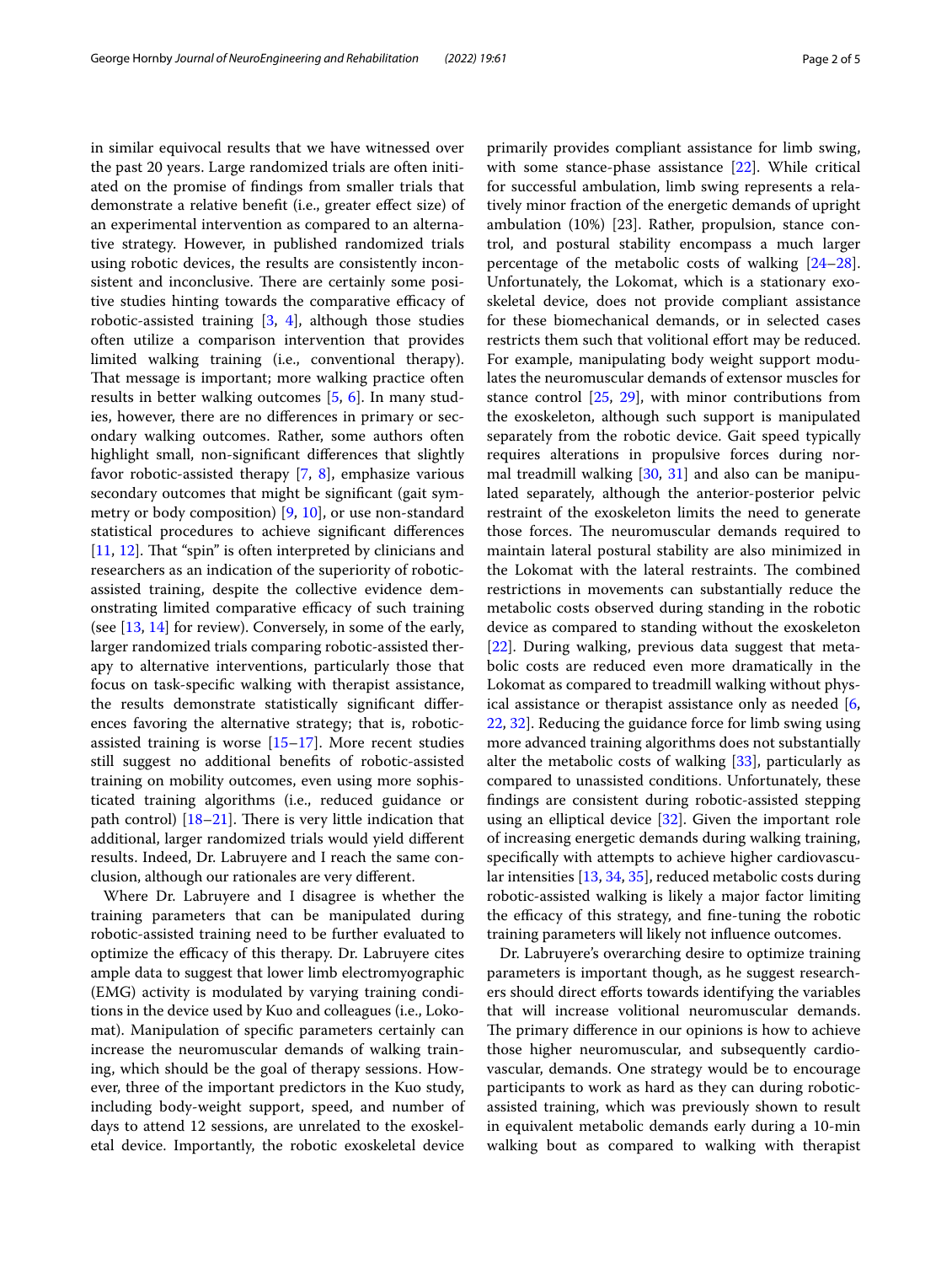in similar equivocal results that we have witnessed over the past 20 years. Large randomized trials are often initiated on the promise of findings from smaller trials that demonstrate a relative benefit (i.e., greater effect size) of an experimental intervention as compared to an alternative strategy. However, in published randomized trials using robotic devices, the results are consistently inconsistent and inconclusive. There are certainly some positive studies hinting towards the comparative efficacy of robotic-assisted training [3, 4], although those studies often utilize a comparison intervention that provides limited walking training (i.e., conventional therapy). That message is important; more walking practice often results in better walking outcomes [5, 6]. In many studies, however, there are no differences in primary or secondary walking outcomes. Rather, some authors often highlight small, non-significant differences that slightly favor robotic-assisted therapy [7, 8], emphasize various secondary outcomes that might be significant (gait symmetry or body composition) [9, 10], or use non-standard statistical procedures to achieve significant differences [11, 12]. That "spin" is often interpreted by clinicians and researchers as an indication of the superiority of robotic-assisted training, despite the collective evidence demonstrating limited comparative efficacy of such training (see [13, 14] for review). Conversely, in some of the early, larger randomized trials comparing robotic-assisted therapy to alternative interventions, particularly those that focus on task-specific walking with therapist assistance, the results demonstrate statistically significant differences favoring the alternative strategy; that is, robotic-assisted training is worse [15–17]. More recent studies still suggest no additional benefits of robotic-assisted training on mobility outcomes, even using more sophisticated training algorithms (i.e., reduced guidance or path control) [18–21]. There is very little indication that additional, larger randomized trials would yield different results. Indeed, Dr. Labruyere and I reach the same conclusion, although our rationales are very different.

Where Dr. Labruyere and I disagree is whether the training parameters that can be manipulated during robotic-assisted training need to be further evaluated to optimize the efficacy of this therapy. Dr. Labruyere cites ample data to suggest that lower limb electromyographic (EMG) activity is modulated by varying training conditions in the device used by Kuo and colleagues (i.e., Lokomat). Manipulation of specific parameters certainly can increase the neuromuscular demands of walking training, which should be the goal of therapy sessions. However, three of the important predictors in the Kuo study, including body-weight support, speed, and number of days to attend 12 sessions, are unrelated to the exoskeletal device. Importantly, the robotic exoskeletal device primarily provides compliant assistance for limb swing, with some stance-phase assistance [22]. While critical for successful ambulation, limb swing represents a relatively minor fraction of the energetic demands of upright ambulation (10%) [23]. Rather, propulsion, stance control, and postural stability encompass a much larger percentage of the metabolic costs of walking [24–28]. Unfortunately, the Lokomat, which is a stationary exoskeletal device, does not provide compliant assistance for these biomechanical demands, or in selected cases restricts them such that volitional effort may be reduced. For example, manipulating body weight support modulates the neuromuscular demands of extensor muscles for stance control [25, 29], with minor contributions from the exoskeleton, although such support is manipulated separately from the robotic device. Gait speed typically requires alterations in propulsive forces during normal treadmill walking [30, 31] and also can be manipulated separately, although the anterior-posterior pelvic restraint of the exoskeleton limits the need to generate those forces. The neuromuscular demands required to maintain lateral postural stability are also minimized in the Lokomat with the lateral restraints. The combined restrictions in movements can substantially reduce the metabolic costs observed during standing in the robotic device as compared to standing without the exoskeleton [22]. During walking, previous data suggest that metabolic costs are reduced even more dramatically in the Lokomat as compared to treadmill walking without physical assistance or therapist assistance only as needed [6, 22, 32]. Reducing the guidance force for limb swing using more advanced training algorithms does not substantially alter the metabolic costs of walking [33], particularly as compared to unassisted conditions. Unfortunately, these findings are consistent during robotic-assisted stepping using an elliptical device [32]. Given the important role of increasing energetic demands during walking training, specifically with attempts to achieve higher cardiovascular intensities [13, 34, 35], reduced metabolic costs during robotic-assisted walking is likely a major factor limiting the efficacy of this strategy, and fine-tuning the robotic training parameters will likely not influence outcomes.

Dr. Labruyere's overarching desire to optimize training parameters is important though, as he suggest researchers should direct efforts towards identifying the variables that will increase volitional neuromuscular demands. The primary difference in our opinions is how to achieve those higher neuromuscular, and subsequently cardiovascular, demands. One strategy would be to encourage participants to work as hard as they can during robotic-assisted training, which was previously shown to result in equivalent metabolic demands early during a 10-min walking bout as compared to walking with therapist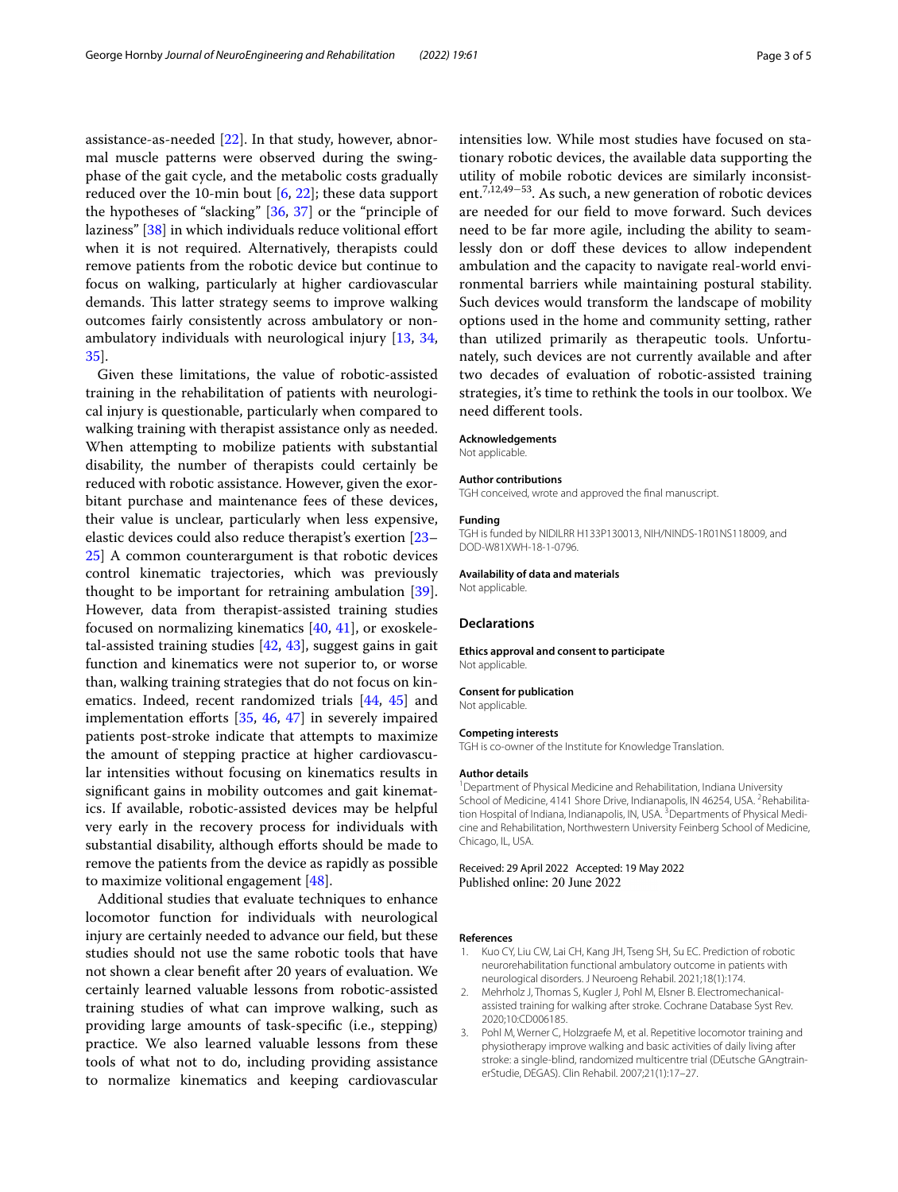assistance-as-needed [22]. In that study, however, abnormal muscle patterns were observed during the swing-phase of the gait cycle, and the metabolic costs gradually reduced over the 10-min bout [6, 22]; these data support the hypotheses of "slacking" [36, 37] or the "principle of laziness" [38] in which individuals reduce volitional effort when it is not required. Alternatively, therapists could remove patients from the robotic device but continue to focus on walking, particularly at higher cardiovascular demands. This latter strategy seems to improve walking outcomes fairly consistently across ambulatory or non-ambulatory individuals with neurological injury [13, 34, 35].

Given these limitations, the value of robotic-assisted training in the rehabilitation of patients with neurological injury is questionable, particularly when compared to walking training with therapist assistance only as needed. When attempting to mobilize patients with substantial disability, the number of therapists could certainly be reduced with robotic assistance. However, given the exorbitant purchase and maintenance fees of these devices, their value is unclear, particularly when less expensive, elastic devices could also reduce therapist's exertion [23–25] A common counterargument is that robotic devices control kinematic trajectories, which was previously thought to be important for retraining ambulation [39]. However, data from therapist-assisted training studies focused on normalizing kinematics [40, 41], or exoskeletal-assisted training studies [42, 43], suggest gains in gait function and kinematics were not superior to, or worse than, walking training strategies that do not focus on kinematics. Indeed, recent randomized trials [44, 45] and implementation efforts [35, 46, 47] in severely impaired patients post-stroke indicate that attempts to maximize the amount of stepping practice at higher cardiovascular intensities without focusing on kinematics results in significant gains in mobility outcomes and gait kinematics. If available, robotic-assisted devices may be helpful very early in the recovery process for individuals with substantial disability, although efforts should be made to remove the patients from the device as rapidly as possible to maximize volitional engagement [48].

Additional studies that evaluate techniques to enhance locomotor function for individuals with neurological injury are certainly needed to advance our field, but these studies should not use the same robotic tools that have not shown a clear benefit after 20 years of evaluation. We certainly learned valuable lessons from robotic-assisted training studies of what can improve walking, such as providing large amounts of task-specific (i.e., stepping) practice. We also learned valuable lessons from these tools of what not to do, including providing assistance to normalize kinematics and keeping cardiovascular intensities low. While most studies have focused on stationary robotic devices, the available data supporting the utility of mobile robotic devices are similarly inconsistent.[7,12,49−53]. As such, a new generation of robotic devices are needed for our field to move forward. Such devices need to be far more agile, including the ability to seamlessly don or doff these devices to allow independent ambulation and the capacity to navigate real-world environmental barriers while maintaining postural stability. Such devices would transform the landscape of mobility options used in the home and community setting, rather than utilized primarily as therapeutic tools. Unfortunately, such devices are not currently available and after two decades of evaluation of robotic-assisted training strategies, it's time to rethink the tools in our toolbox. We need different tools.

#### Acknowledgements
Not applicable.

#### Author contributions
TGH conceived, wrote and approved the final manuscript.

#### Funding
TGH is funded by NIDILRR H133P130013, NIH/NINDS-1R01NS118009, and DOD-W81XWH-18-1-0796.

#### Availability of data and materials
Not applicable.

### Declarations

#### Ethics approval and consent to participate
Not applicable.

#### Consent for publication
Not applicable.

#### Competing interests
TGH is co-owner of the Institute for Knowledge Translation.

#### Author details
[1]Department of Physical Medicine and Rehabilitation, Indiana University School of Medicine, 4141 Shore Drive, Indianapolis, IN 46254, USA. [2]Rehabilitation Hospital of Indiana, Indianapolis, IN, USA. [3]Departments of Physical Medicine and Rehabilitation, Northwestern University Feinberg School of Medicine, Chicago, IL, USA.

Received: 29 April 2022 Accepted: 19 May 2022
Published online: 20 June 2022

#### References

1. Kuo CY, Liu CW, Lai CH, Kang JH, Tseng SH, Su EC. Prediction of robotic neurorehabilitation functional ambulatory outcome in patients with neurological disorders. J Neuroeng Rehabil. 2021;18(1):174.
2. Mehrholz J, Thomas S, Kugler J, Pohl M, Elsner B. Electromechanical-assisted training for walking after stroke. Cochrane Database Syst Rev. 2020;10:CD006185.
3. Pohl M, Werner C, Holzgraefe M, et al. Repetitive locomotor training and physiotherapy improve walking and basic activities of daily living after stroke: a single-blind, randomized multicentre trial (DEutsche GAngtrainerStudie, DEGAS). Clin Rehabil. 2007;21(1):17–27.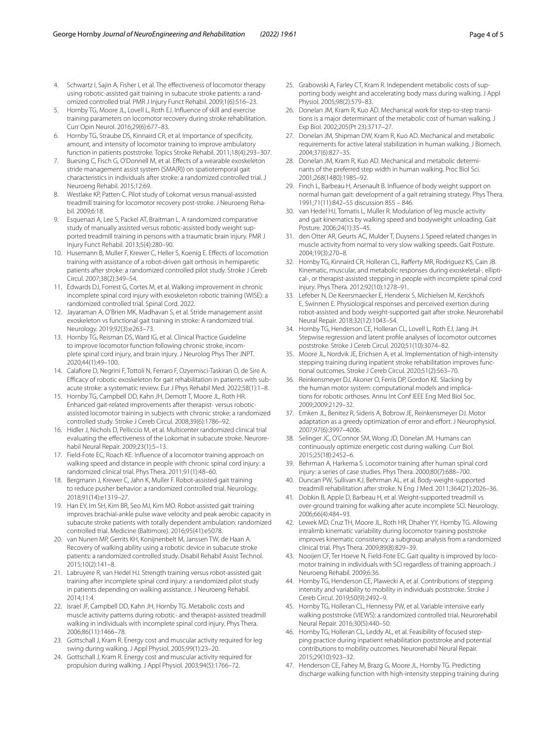4. Schwartz I, Sajin A, Fisher I, et al. The effectiveness of locomotor therapy using robotic-assisted gait training in subacute stroke patients: a randomized controlled trial. PMR J Injury Funct Rehabil. 2009;1(6):516–23.
5. Hornby TG, Moore JL, Lovell L, Roth EJ. Influence of skill and exercise training parameters on locomotor recovery during stroke rehabilitation. Curr Opin Neurol. 2016;29(6):677–83.
6. Hornby TG, Straube DS, Kinnaird CR, et al. Importance of specificity, amount, and intensity of locomotor training to improve ambulatory function in patients poststroke. Topics Stroke Rehabil. 2011;18(4):293–307.
7. Buesing C, Fisch G, O'Donnell M, et al. Effects of a wearable exoskeleton stride management assist system (SMA(R)) on spatiotemporal gait characteristics in individuals after stroke: a randomized controlled trial. J Neuroeng Rehabil. 2015;12:69.
8. Westlake KP, Patten C. Pilot study of Lokomat versus manual-assisted treadmill training for locomotor recovery post-stroke. J Neuroeng Rehabil. 2009;6:18.
9. Esquenazi A, Lee S, Packel AT, Braitman L. A randomized comparative study of manually assisted versus robotic-assisted body weight supported treadmill training in persons with a traumatic brain injury. PMR J Injury Funct Rehabil. 2013;5(4):280–90.
10. Husemann B, Muller F, Krewer C, Heller S, Koenig E. Effects of locomotion training with assistance of a robot-driven gait orthosis in hemiparetic patients after stroke: a randomized controlled pilot study. Stroke J Cereb Circul. 2007;38(2):349–54.
11. Edwards DJ, Forrest G, Cortes M, et al. Walking improvement in chronic incomplete spinal cord injury with exoskeleton robotic training (WISE): a randomized controlled trial. Spinal Cord. 2022.
12. Jayaraman A, O'Brien MK, Madhavan S, et al. Stride management assist exoskeleton vs functional gait training in stroke: A randomized trial. Neurology. 2019;92(3):e263–73.
13. Hornby TG, Reisman DS, Ward IG, et al. Clinical Practice Guideline to improve locomotor function following chronic stroke, incomplete spinal cord injury, and brain injury. J Neurolog Phys Ther JNPT. 2020;44(1):49–100.
14. Calafiore D, Negrini F, Tottoli N, Ferraro F, Ozyemisci-Taskiran O, de Sire A. Efficacy of robotic exoskeleton for gait rehabilitation in patients with subacute stroke: a systematic review. Eur J Phys Rehabil Med. 2022;58(1):1–8.
15. Hornby TG, Campbell DD, Kahn JH, Demott T, Moore JL, Roth HR. Enhanced gait-related improvements after therapist- versus robotic-assisted locomotor training in subjects with chronic stroke: a randomized controlled study. Stroke J Cereb Circul. 2008;39(6):1786–92.
16. Hidler J, Nichols D, Pelliccio M, et al. Multicenter randomized clinical trial evaluating the effectiveness of the Lokomat in subacute stroke. Neurorehabil Neural Repair. 2009;23(1):5–13.
17. Field-Fote EC, Roach KE. Influence of a locomotor training approach on walking speed and distance in people with chronic spinal cord injury: a randomized clinical trial. Phys Thera. 2011;91(1):48–60.
18. Bergmann J, Krewer C, Jahn K, Muller F. Robot-assisted gait training to reduce pusher behavior: a randomized controlled trial. Neurology. 2018;91(14):e1319–27.
19. Han EY, Im SH, Kim BR, Seo MJ, Kim MO. Robot-assisted gait training improves brachial-ankle pulse wave velocity and peak aerobic capacity in subacute stroke patients with totally dependent ambulation: randomized controlled trial. Medicine (Baltimore). 2016;95(41):e5078.
20. van Nunen MP, Gerrits KH, Konijnenbelt M, Janssen TW, de Haan A. Recovery of walking ability using a robotic device in subacute stroke patients: a randomized controlled study. Disabil Rehabil Assist Technol. 2015;10(2):141–8.
21. Labruyere R, van Hedel HJ. Strength training versus robot-assisted gait training after incomplete spinal cord injury: a randomized pilot study in patients depending on walking assistance. J Neuroeng Rehabil. 2014;11:4.
22. Israel JF, Campbell DD, Kahn JH, Hornby TG. Metabolic costs and muscle activity patterns during robotic- and therapist-assisted treadmill walking in individuals with incomplete spinal cord injury. Phys Thera. 2006;86(11):1466–78.
23. Gottschall J, Kram R. Energy cost and muscular activity required for leg swing during walking. J Appl Physiol. 2005;99(1):23–20.
24. Gottschall J, Kram R. Energy cost and muscular activity required for propulsion during walking. J Appl Physiol. 2003;94(5):1766–72.
25. Grabowski A, Farley CT, Kram R. Independent metabolic costs of supporting body weight and accelerating body mass during walking. J Appl Physiol. 2005;98(2):579–83.
26. Donelan JM, Kram R, Kuo AD. Mechanical work for step-to-step transitions is a major determinant of the metabolic cost of human walking. J Exp Biol. 2002;205(Pt 23):3717–27.
27. Donelan JM, Shipman DW, Kram R, Kuo AD. Mechanical and metabolic requirements for active lateral stabilization in human walking. J Biomech. 2004;37(6):827–35.
28. Donelan JM, Kram R, Kuo AD. Mechanical and metabolic determinants of the preferred step width in human walking. Proc Biol Sci. 2001;268(1480):1985–92.
29. Finch L, Barbeau H, Arsenault B. Influence of body weight support on normal human gait: development of a gait retraining strategy. Phys Thera. 1991;71(11):842–55 discussion 855 – 846.
30. van Hedel HJ, Tomatis L, Muller R. Modulation of leg muscle activity and gait kinematics by walking speed and bodyweight unloading. Gait Posture. 2006;24(1):35–45.
31. den Otter AR, Geurts AC, Mulder T, Duysens J. Speed related changes in muscle activity from normal to very slow walking speeds. Gait Posture. 2004;19(3):270–8.
32. Hornby TG, Kinnaird CR, Holleran CL, Rafferty MR, Rodriguez KS, Cain JB. Kinematic, muscular, and metabolic responses during exoskeletal-, elliptical-, or therapist-assisted stepping in people with incomplete spinal cord injury. Phys Thera. 2012;92(10):1278–91.
33. Lefeber N, De Keersmaecker E, Henderix S, Michielsen M, Kerckhofs E, Swinnen E. Physiological responses and perceived exertion during robot-assisted and body weight-supported gait after stroke. Neurorehabil Neural Repair. 2018;32(12):1043–54.
34. Hornby TG, Henderson CE, Holleran CL, Lovell L, Roth EJ, Jang JH. Stepwise regression and latent profile analyses of locomotor outcomes poststroke. Stroke J Cereb Circul. 2020;51(10):3074–82.
35. Moore JL, Nordvik JE, Erichsen A, et al. Implementation of high-intensity stepping training during inpatient stroke rehabilitation improves functional outcomes. Stroke J Cereb Circul. 2020;51(2):563–70.
36. Reinkensmeyer DJ, Akoner O, Ferris DP, Gordon KE. Slacking by the human motor system: computational models and implications for robotic orthoses. Annu Int Conf IEEE Eng Med Biol Soc. 2009;2009:2129–32.
37. Emken JL, Benitez R, Sideris A, Bobrow JE, Reinkensmeyer DJ. Motor adaptation as a greedy optimization of error and effort. J Neurophysiol. 2007;97(6):3997–4006.
38. Selinger JC, O'Connor SM, Wong JD, Donelan JM. Humans can continuously optimize energetic cost during walking. Curr Biol. 2015;25(18):2452–6.
39. Behrman A, Harkema S. Locomotor training after human spinal cord injury: a series of case studies. Phys Thera. 2000;80(7):688–700.
40. Duncan PW, Sullivan KJ, Behrman AL, et al. Body-weight-supported treadmill rehabilitation after stroke. N Eng J Med. 2011;364(21):2026–36.
41. Dobkin B, Apple D, Barbeau H, et al. Weight-supported treadmill vs over-ground training for walking after acute incomplete SCI. Neurology. 2006;66(4):484–93.
42. Lewek MD, Cruz TH, Moore JL, Roth HR, Dhaher YY, Hornby TG. Allowing intralimb kinematic variability during locomotor training poststroke improves kinematic consistency: a subgroup analysis from a randomized clinical trial. Phys Thera. 2009;89(8):829–39.
43. Nooijen CF, Ter Hoeve N, Field-Fote EC. Gait quality is improved by locomotor training in individuals with SCI regardless of training approach. J Neuroeng Rehabil. 2009;6:36.
44. Hornby TG, Henderson CE, Plawecki A, et al. Contributions of stepping intensity and variability to mobility in individuals poststroke. Stroke J Cereb Circul. 2019;50(9):2492–9.
45. Hornby TG, Holleran CL, Hennessy PW, et al. Variable intensive early walking poststroke (VIEWS): a randomized controlled trial. Neurorehabil Neural Repair. 2016;30(5):440–50.
46. Hornby TG, Holleran CL, Leddy AL, et al. Feasibility of focused stepping practice during inpatient rehabilitation poststroke and potential contributions to mobility outcomes. Neurorehabil Neural Repair. 2015;29(10):923–32.
47. Henderson CE, Fahey M, Brazg G, Moore JL, Hornby TG. Predicting discharge walking function with high-intensity stepping training during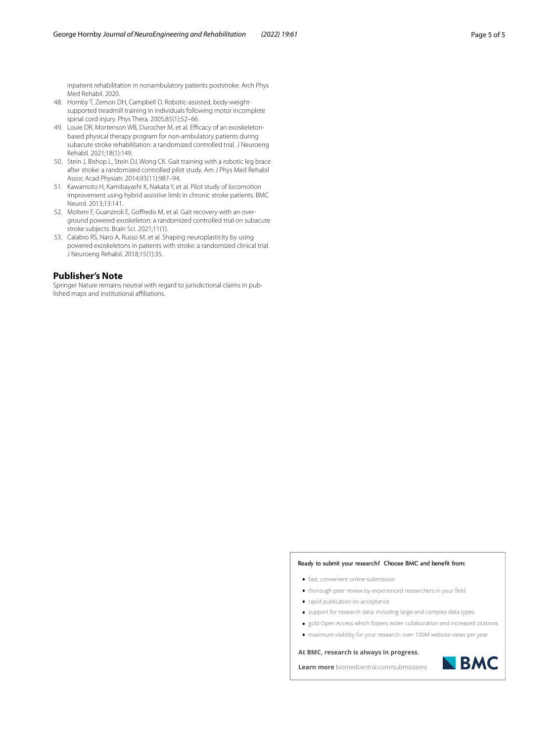inpatient rehabilitation in nonambulatory patients poststroke. Arch Phys Med Rehabil. 2020.

48. Hornby T, Zemon DH, Campbell D. Robotic-assisted, body-weight-supported treadmill training in individuals following motor incomplete spinal cord injury. Phys Thera. 2005;85(1):52–66.
49. Louie DR, Mortenson WB, Durocher M, et al. Efficacy of an exoskeleton-based physical therapy program for non-ambulatory patients during subacute stroke rehabilitation: a randomized controlled trial. J Neuroeng Rehabil. 2021;18(1):149.
50. Stein J, Bishop L, Stein DJ, Wong CK. Gait training with a robotic leg brace after stroke: a randomized controlled pilot study. Am J Phys Med Rehabil Assoc Acad Physiatr. 2014;93(11):987–94.
51. Kawamoto H, Kamibayashi K, Nakata Y, et al. Pilot study of locomotion improvement using hybrid assistive limb in chronic stroke patients. BMC Neurol. 2013;13:141.
52. Molteni F, Guanziroli E, Goffredo M, et al. Gait recovery with an over-ground powered exoskeleton: a randomized controlled trial on subacute stroke subjects. Brain Sci. 2021;11(1).
53. Calabro RS, Naro A, Russo M, et al. Shaping neuroplasticity by using powered exoskeletons in patients with stroke: a randomized clinical trial. J Neuroeng Rehabil. 2018;15(1):35.

## Publisher's Note

Springer Nature remains neutral with regard to jurisdictional claims in published maps and institutional affiliations.

Ready to submit your research? Choose BMC and benefit from:

- fast, convenient online submission
- thorough peer review by experienced researchers in your field
- rapid publication on acceptance
- support for research data, including large and complex data types
- gold Open Access which fosters wider collaboration and increased citations
- maximum visibility for your research: over 100M website views per year

**At BMC, research is always in progress.**

**Learn more** biomedcentral.com/submissions

BMC